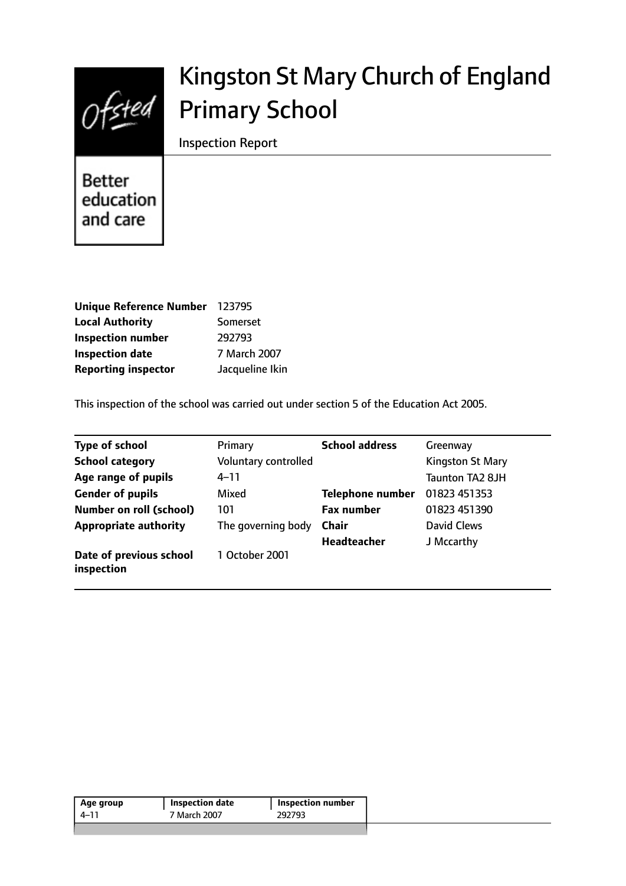# Kingston St Mary Church of England Primary School

Inspection Report

Better education and care

| | |
|---|---|
| **Unique Reference Number** | 123795 |
| **Local Authority** | Somerset |
| **Inspection number** | 292793 |
| **Inspection date** | 7 March 2007 |
| **Reporting inspector** | Jacqueline Ikin |

This inspection of the school was carried out under section 5 of the Education Act 2005.

| | | | |
|---|---|---|---|
| **Type of school** | Primary | **School address** | Greenway |
| **School category** | Voluntary controlled | | Kingston St Mary |
| **Age range of pupils** | 4–11 | | Taunton TA2 8JH |
| **Gender of pupils** | Mixed | **Telephone number** | 01823 451353 |
| **Number on roll (school)** | 101 | **Fax number** | 01823 451390 |
| **Appropriate authority** | The governing body | **Chair** | David Clews |
| | | **Headteacher** | J Mccarthy |
| **Date of previous school inspection** | 1 October 2001 | | |

| Age group | Inspection date | Inspection number |
|---|---|---|
| 4–11 | 7 March 2007 | 292793 |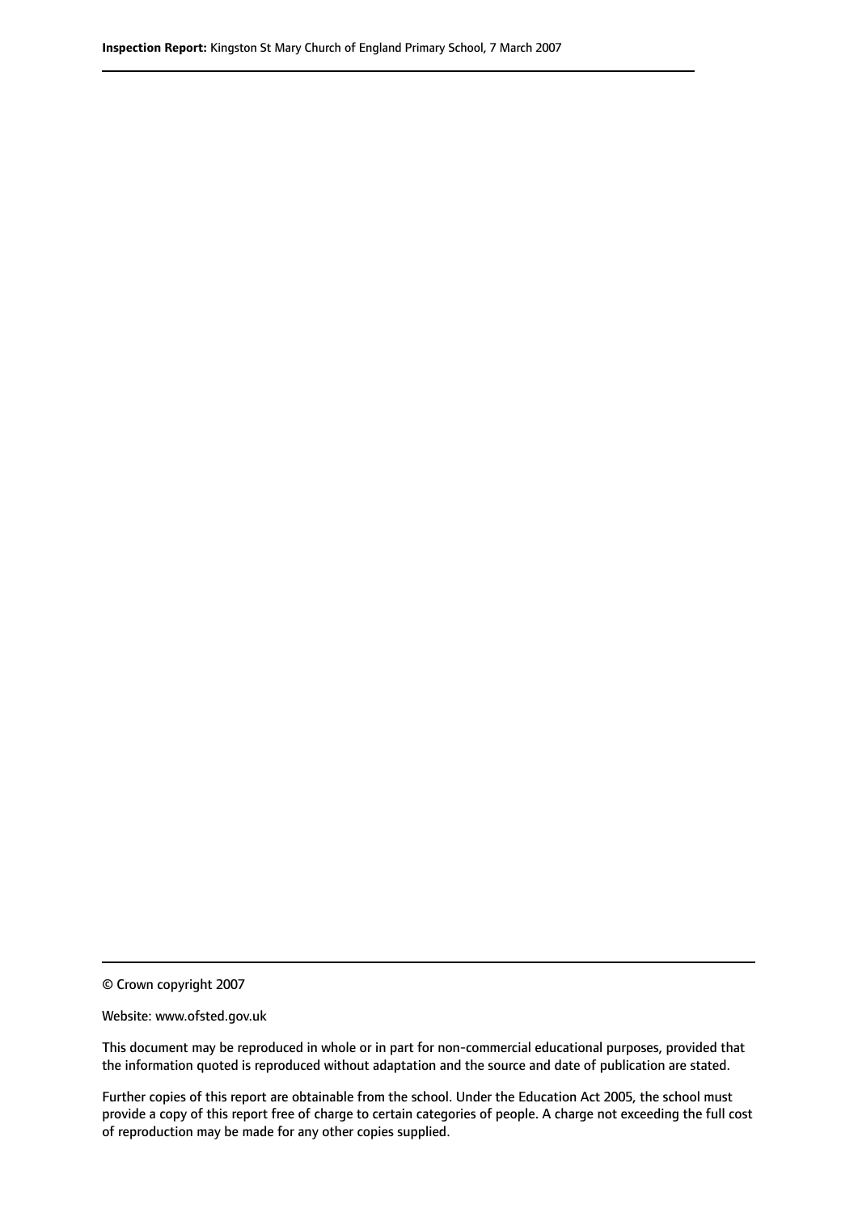© Crown copyright 2007

Website: www.ofsted.gov.uk

This document may be reproduced in whole or in part for non-commercial educational purposes, provided that the information quoted is reproduced without adaptation and the source and date of publication are stated.

Further copies of this report are obtainable from the school. Under the Education Act 2005, the school must provide a copy of this report free of charge to certain categories of people. A charge not exceeding the full cost of reproduction may be made for any other copies supplied.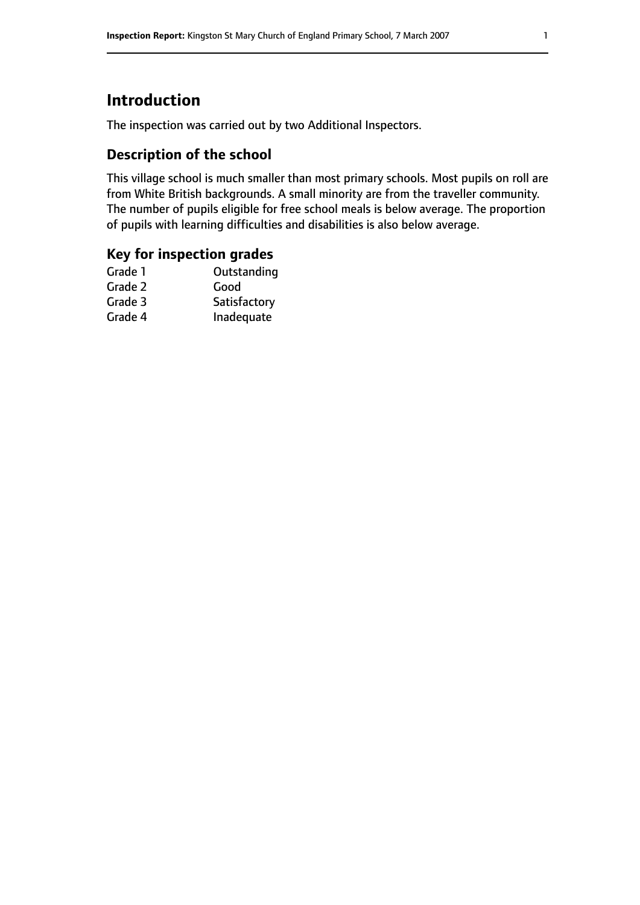# Introduction

The inspection was carried out by two Additional Inspectors.

## Description of the school

This village school is much smaller than most primary schools. Most pupils on roll are from White British backgrounds. A small minority are from the traveller community. The number of pupils eligible for free school meals is below average. The proportion of pupils with learning difficulties and disabilities is also below average.

## Key for inspection grades

| | |
|---|---|
| Grade 1 | Outstanding |
| Grade 2 | Good |
| Grade 3 | Satisfactory |
| Grade 4 | Inadequate |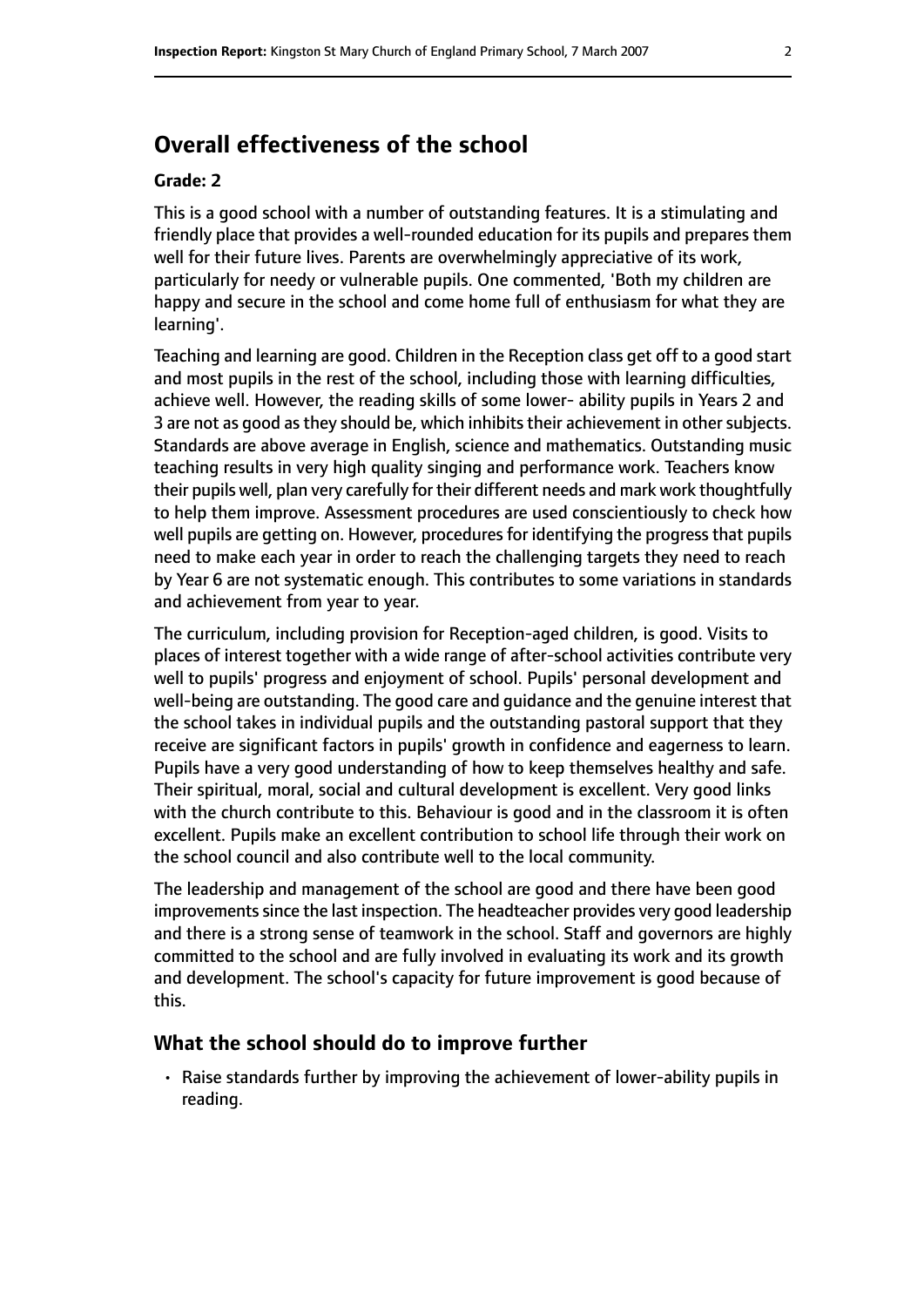## Overall effectiveness of the school

**Grade: 2**

This is a good school with a number of outstanding features. It is a stimulating and friendly place that provides a well-rounded education for its pupils and prepares them well for their future lives. Parents are overwhelmingly appreciative of its work, particularly for needy or vulnerable pupils. One commented, 'Both my children are happy and secure in the school and come home full of enthusiasm for what they are learning'.

Teaching and learning are good. Children in the Reception class get off to a good start and most pupils in the rest of the school, including those with learning difficulties, achieve well. However, the reading skills of some lower- ability pupils in Years 2 and 3 are not as good as they should be, which inhibits their achievement in other subjects. Standards are above average in English, science and mathematics. Outstanding music teaching results in very high quality singing and performance work. Teachers know their pupils well, plan very carefully for their different needs and mark work thoughtfully to help them improve. Assessment procedures are used conscientiously to check how well pupils are getting on. However, procedures for identifying the progress that pupils need to make each year in order to reach the challenging targets they need to reach by Year 6 are not systematic enough. This contributes to some variations in standards and achievement from year to year.

The curriculum, including provision for Reception-aged children, is good. Visits to places of interest together with a wide range of after-school activities contribute very well to pupils' progress and enjoyment of school. Pupils' personal development and well-being are outstanding. The good care and guidance and the genuine interest that the school takes in individual pupils and the outstanding pastoral support that they receive are significant factors in pupils' growth in confidence and eagerness to learn. Pupils have a very good understanding of how to keep themselves healthy and safe. Their spiritual, moral, social and cultural development is excellent. Very good links with the church contribute to this. Behaviour is good and in the classroom it is often excellent. Pupils make an excellent contribution to school life through their work on the school council and also contribute well to the local community.

The leadership and management of the school are good and there have been good improvements since the last inspection. The headteacher provides very good leadership and there is a strong sense of teamwork in the school. Staff and governors are highly committed to the school and are fully involved in evaluating its work and its growth and development. The school's capacity for future improvement is good because of this.

### What the school should do to improve further

- Raise standards further by improving the achievement of lower-ability pupils in reading.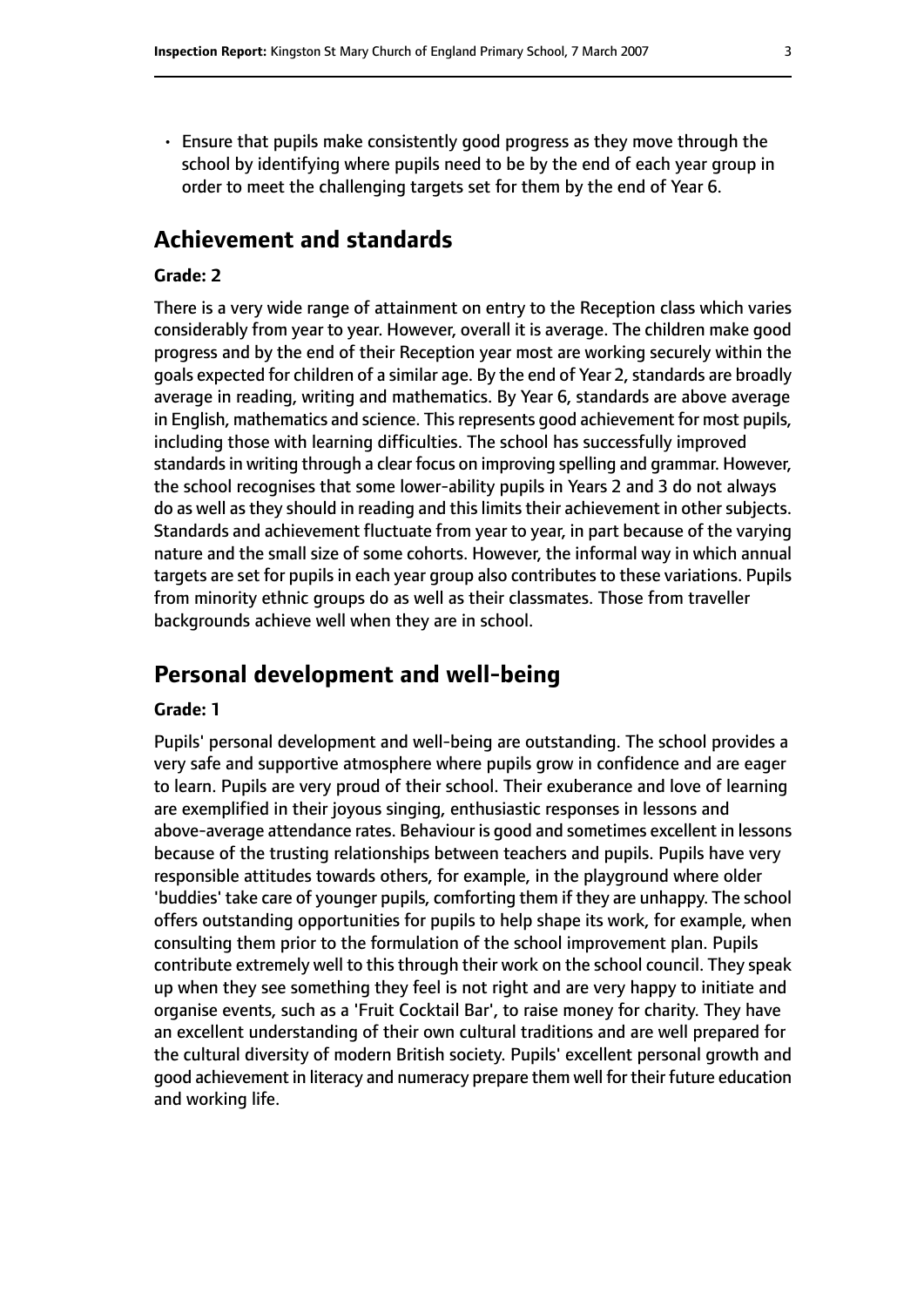- Ensure that pupils make consistently good progress as they move through the school by identifying where pupils need to be by the end of each year group in order to meet the challenging targets set for them by the end of Year 6.

## Achievement and standards

**Grade: 2**

There is a very wide range of attainment on entry to the Reception class which varies considerably from year to year. However, overall it is average. The children make good progress and by the end of their Reception year most are working securely within the goals expected for children of a similar age. By the end of Year 2, standards are broadly average in reading, writing and mathematics. By Year 6, standards are above average in English, mathematics and science. This represents good achievement for most pupils, including those with learning difficulties. The school has successfully improved standards in writing through a clear focus on improving spelling and grammar. However, the school recognises that some lower-ability pupils in Years 2 and 3 do not always do as well as they should in reading and this limits their achievement in other subjects. Standards and achievement fluctuate from year to year, in part because of the varying nature and the small size of some cohorts. However, the informal way in which annual targets are set for pupils in each year group also contributes to these variations. Pupils from minority ethnic groups do as well as their classmates. Those from traveller backgrounds achieve well when they are in school.

## Personal development and well-being

**Grade: 1**

Pupils' personal development and well-being are outstanding. The school provides a very safe and supportive atmosphere where pupils grow in confidence and are eager to learn. Pupils are very proud of their school. Their exuberance and love of learning are exemplified in their joyous singing, enthusiastic responses in lessons and above-average attendance rates. Behaviour is good and sometimes excellent in lessons because of the trusting relationships between teachers and pupils. Pupils have very responsible attitudes towards others, for example, in the playground where older 'buddies' take care of younger pupils, comforting them if they are unhappy. The school offers outstanding opportunities for pupils to help shape its work, for example, when consulting them prior to the formulation of the school improvement plan. Pupils contribute extremely well to this through their work on the school council. They speak up when they see something they feel is not right and are very happy to initiate and organise events, such as a 'Fruit Cocktail Bar', to raise money for charity. They have an excellent understanding of their own cultural traditions and are well prepared for the cultural diversity of modern British society. Pupils' excellent personal growth and good achievement in literacy and numeracy prepare them well for their future education and working life.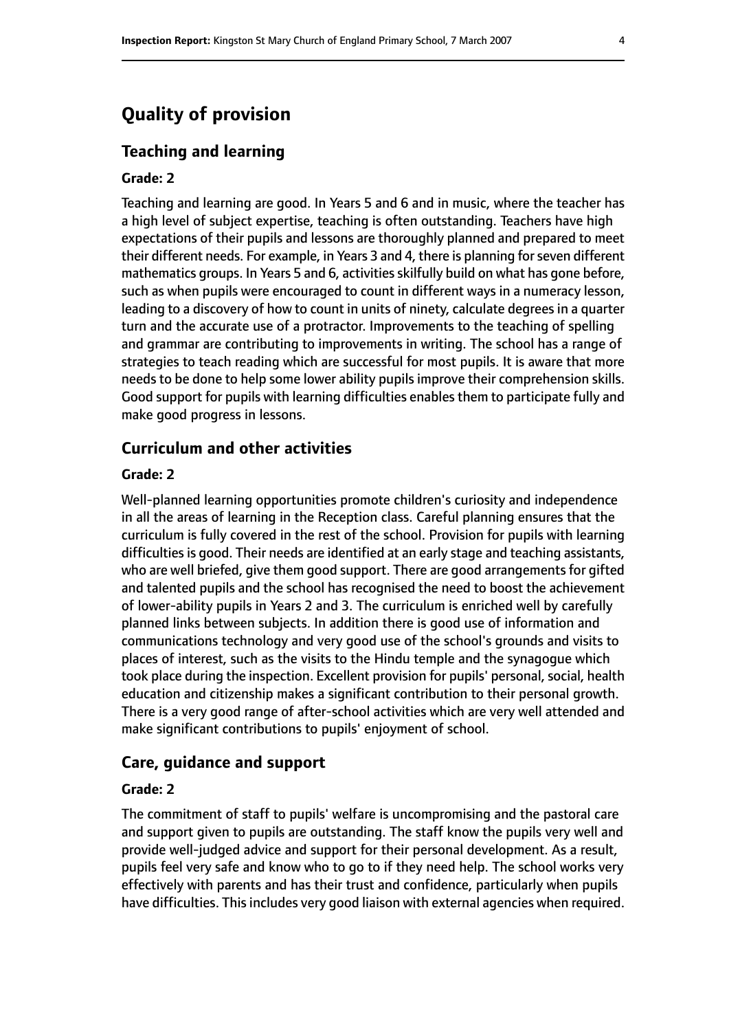# Quality of provision

## Teaching and learning

#### Grade: 2

Teaching and learning are good. In Years 5 and 6 and in music, where the teacher has a high level of subject expertise, teaching is often outstanding. Teachers have high expectations of their pupils and lessons are thoroughly planned and prepared to meet their different needs. For example, in Years 3 and 4, there is planning for seven different mathematics groups. In Years 5 and 6, activities skilfully build on what has gone before, such as when pupils were encouraged to count in different ways in a numeracy lesson, leading to a discovery of how to count in units of ninety, calculate degrees in a quarter turn and the accurate use of a protractor. Improvements to the teaching of spelling and grammar are contributing to improvements in writing. The school has a range of strategies to teach reading which are successful for most pupils. It is aware that more needs to be done to help some lower ability pupils improve their comprehension skills. Good support for pupils with learning difficulties enables them to participate fully and make good progress in lessons.

## Curriculum and other activities

#### Grade: 2

Well-planned learning opportunities promote children's curiosity and independence in all the areas of learning in the Reception class. Careful planning ensures that the curriculum is fully covered in the rest of the school. Provision for pupils with learning difficulties is good. Their needs are identified at an early stage and teaching assistants, who are well briefed, give them good support. There are good arrangements for gifted and talented pupils and the school has recognised the need to boost the achievement of lower-ability pupils in Years 2 and 3. The curriculum is enriched well by carefully planned links between subjects. In addition there is good use of information and communications technology and very good use of the school's grounds and visits to places of interest, such as the visits to the Hindu temple and the synagogue which took place during the inspection. Excellent provision for pupils' personal, social, health education and citizenship makes a significant contribution to their personal growth. There is a very good range of after-school activities which are very well attended and make significant contributions to pupils' enjoyment of school.

## Care, guidance and support

#### Grade: 2

The commitment of staff to pupils' welfare is uncompromising and the pastoral care and support given to pupils are outstanding. The staff know the pupils very well and provide well-judged advice and support for their personal development. As a result, pupils feel very safe and know who to go to if they need help. The school works very effectively with parents and has their trust and confidence, particularly when pupils have difficulties. This includes very good liaison with external agencies when required.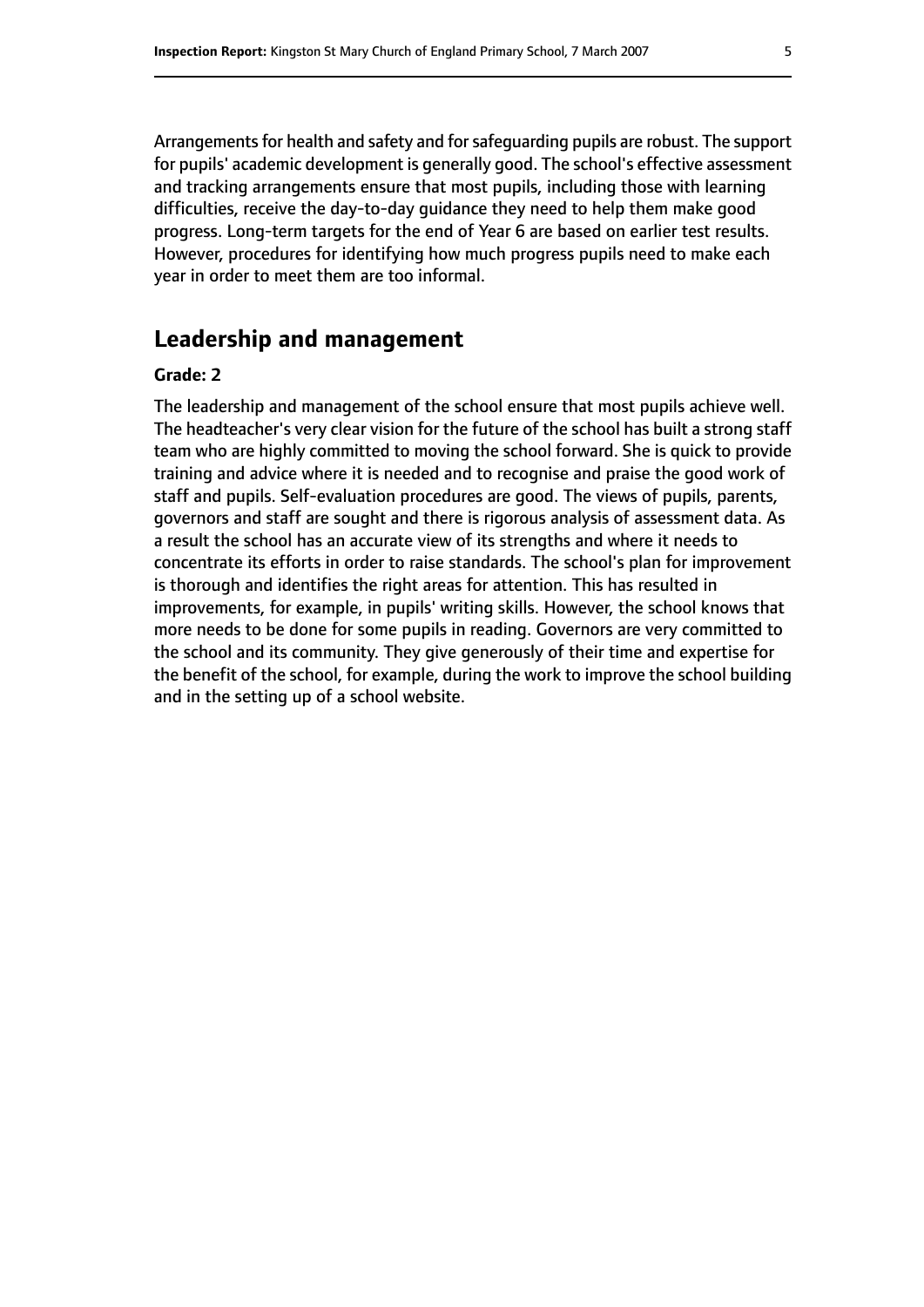Arrangements for health and safety and for safeguarding pupils are robust. The support for pupils' academic development is generally good. The school's effective assessment and tracking arrangements ensure that most pupils, including those with learning difficulties, receive the day-to-day guidance they need to help them make good progress. Long-term targets for the end of Year 6 are based on earlier test results. However, procedures for identifying how much progress pupils need to make each year in order to meet them are too informal.

## Leadership and management

**Grade: 2**

The leadership and management of the school ensure that most pupils achieve well. The headteacher's very clear vision for the future of the school has built a strong staff team who are highly committed to moving the school forward. She is quick to provide training and advice where it is needed and to recognise and praise the good work of staff and pupils. Self-evaluation procedures are good. The views of pupils, parents, governors and staff are sought and there is rigorous analysis of assessment data. As a result the school has an accurate view of its strengths and where it needs to concentrate its efforts in order to raise standards. The school's plan for improvement is thorough and identifies the right areas for attention. This has resulted in improvements, for example, in pupils' writing skills. However, the school knows that more needs to be done for some pupils in reading. Governors are very committed to the school and its community. They give generously of their time and expertise for the benefit of the school, for example, during the work to improve the school building and in the setting up of a school website.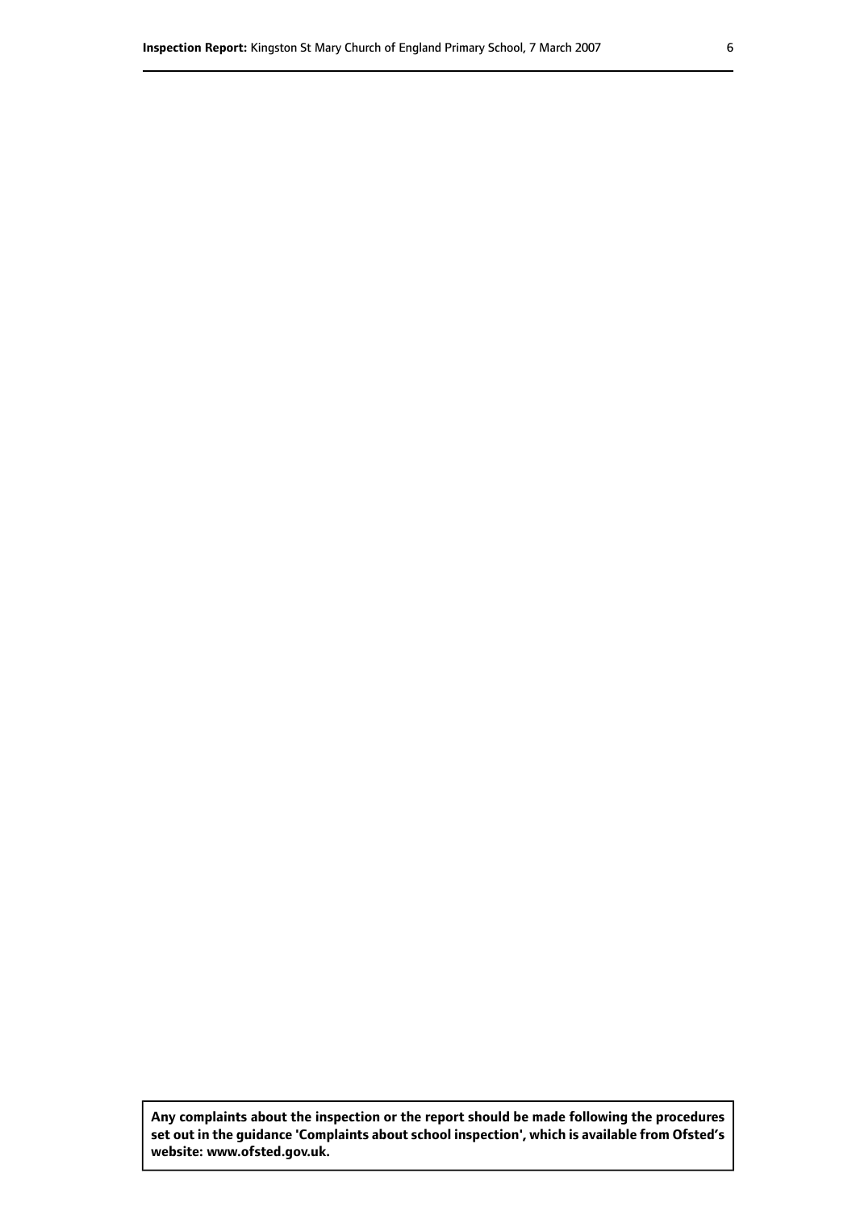**Any complaints about the inspection or the report should be made following the procedures set out in the guidance 'Complaints about school inspection', which is available from Ofsted's website: www.ofsted.gov.uk.**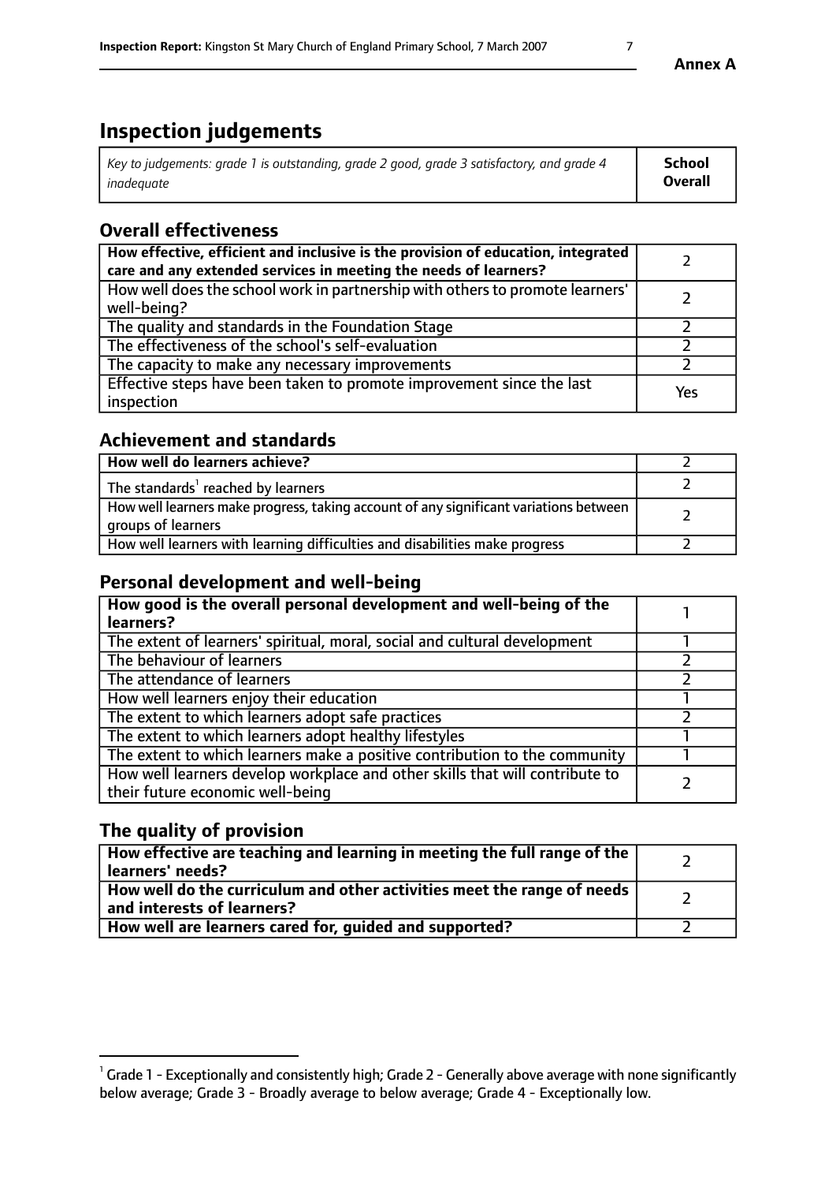# Inspection judgements

| *Key to judgements: grade 1 is outstanding, grade 2 good, grade 3 satisfactory, and grade 4 inadequate* | **School Overall** |
| --- | --- |

## Overall effectiveness

| | |
| --- | --- |
| **How effective, efficient and inclusive is the provision of education, integrated care and any extended services in meeting the needs of learners?** | 2 |
| How well does the school work in partnership with others to promote learners' well-being? | 2 |
| The quality and standards in the Foundation Stage | 2 |
| The effectiveness of the school's self-evaluation | 2 |
| The capacity to make any necessary improvements | 2 |
| Effective steps have been taken to promote improvement since the last inspection | Yes |

## Achievement and standards

| | |
| --- | --- |
| **How well do learners achieve?** | 2 |
| The standards[1] reached by learners | 2 |
| How well learners make progress, taking account of any significant variations between groups of learners | 2 |
| How well learners with learning difficulties and disabilities make progress | 2 |

## Personal development and well-being

| | |
| --- | --- |
| **How good is the overall personal development and well-being of the learners?** | 1 |
| The extent of learners' spiritual, moral, social and cultural development | 1 |
| The behaviour of learners | 2 |
| The attendance of learners | 2 |
| How well learners enjoy their education | 1 |
| The extent to which learners adopt safe practices | 2 |
| The extent to which learners adopt healthy lifestyles | 1 |
| The extent to which learners make a positive contribution to the community | 1 |
| How well learners develop workplace and other skills that will contribute to their future economic well-being | 2 |

## The quality of provision

| | |
| --- | --- |
| **How effective are teaching and learning in meeting the full range of the learners' needs?** | 2 |
| **How well do the curriculum and other activities meet the range of needs and interests of learners?** | 2 |
| **How well are learners cared for, guided and supported?** | 2 |

[1] Grade 1 - Exceptionally and consistently high; Grade 2 - Generally above average with none significantly below average; Grade 3 - Broadly average to below average; Grade 4 - Exceptionally low.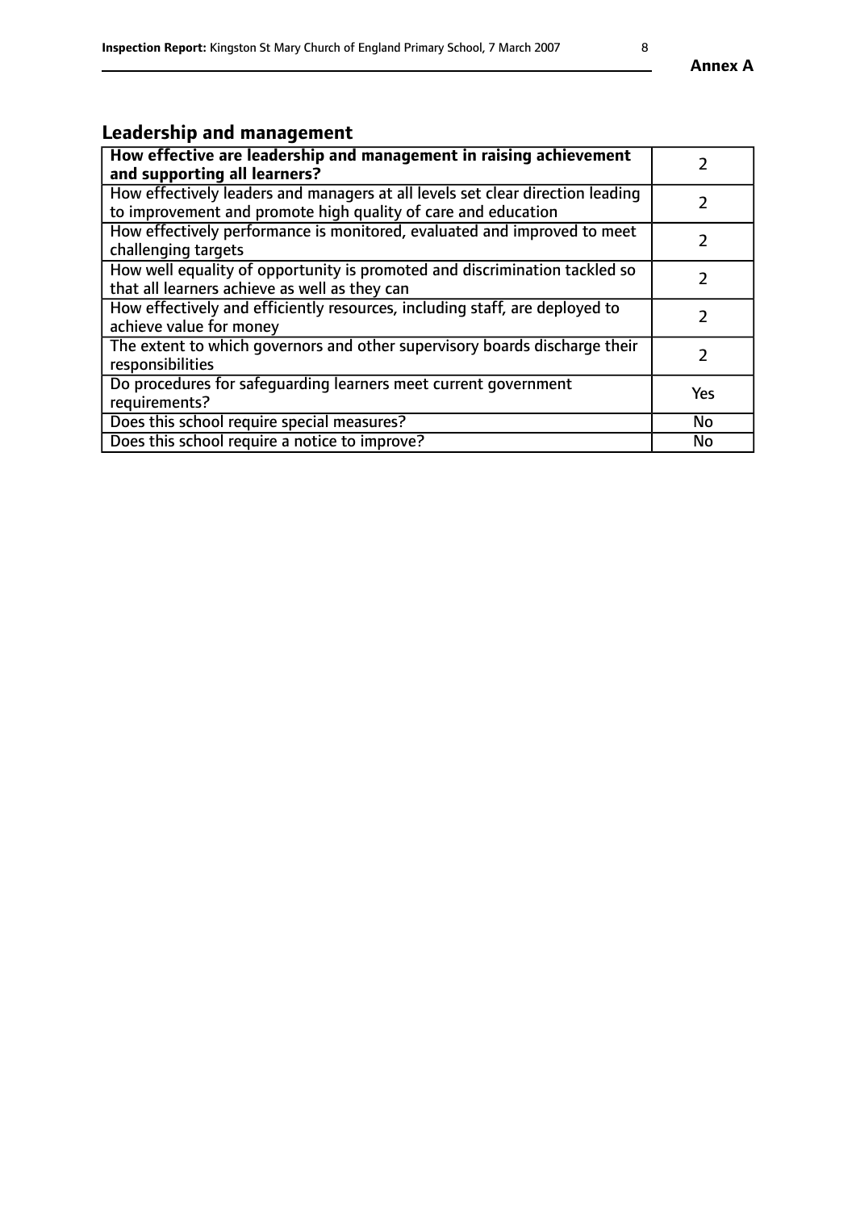## Leadership and management

| **How effective are leadership and management in raising achievement and supporting all learners?** | 2 |
|---|---|
| How effectively leaders and managers at all levels set clear direction leading to improvement and promote high quality of care and education | 2 |
| How effectively performance is monitored, evaluated and improved to meet challenging targets | 2 |
| How well equality of opportunity is promoted and discrimination tackled so that all learners achieve as well as they can | 2 |
| How effectively and efficiently resources, including staff, are deployed to achieve value for money | 2 |
| The extent to which governors and other supervisory boards discharge their responsibilities | 2 |
| Do procedures for safeguarding learners meet current government requirements? | Yes |
| Does this school require special measures? | No |
| Does this school require a notice to improve? | No |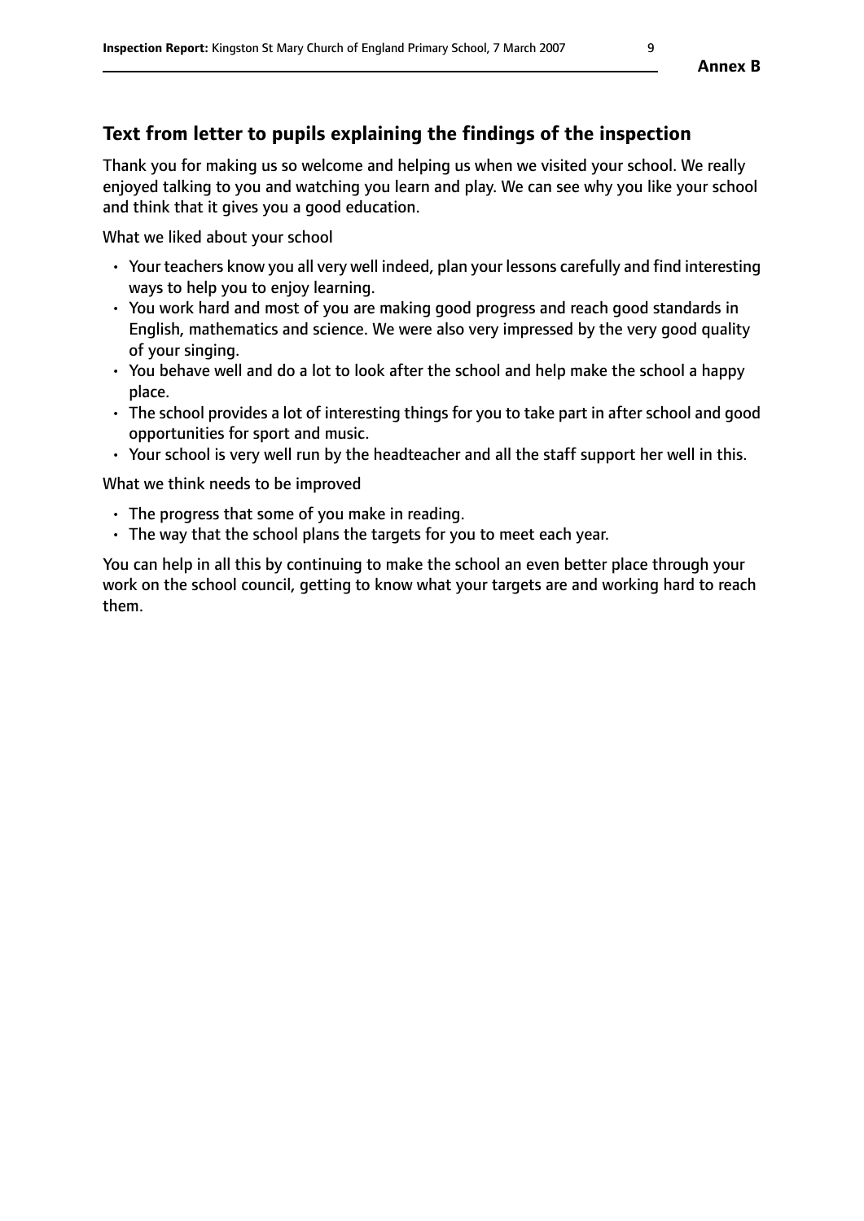## Text from letter to pupils explaining the findings of the inspection

Thank you for making us so welcome and helping us when we visited your school. We really enjoyed talking to you and watching you learn and play. We can see why you like your school and think that it gives you a good education.

What we liked about your school

- Your teachers know you all very well indeed, plan your lessons carefully and find interesting ways to help you to enjoy learning.
- You work hard and most of you are making good progress and reach good standards in English, mathematics and science. We were also very impressed by the very good quality of your singing.
- You behave well and do a lot to look after the school and help make the school a happy place.
- The school provides a lot of interesting things for you to take part in after school and good opportunities for sport and music.
- Your school is very well run by the headteacher and all the staff support her well in this.

What we think needs to be improved

- The progress that some of you make in reading.
- The way that the school plans the targets for you to meet each year.

You can help in all this by continuing to make the school an even better place through your work on the school council, getting to know what your targets are and working hard to reach them.